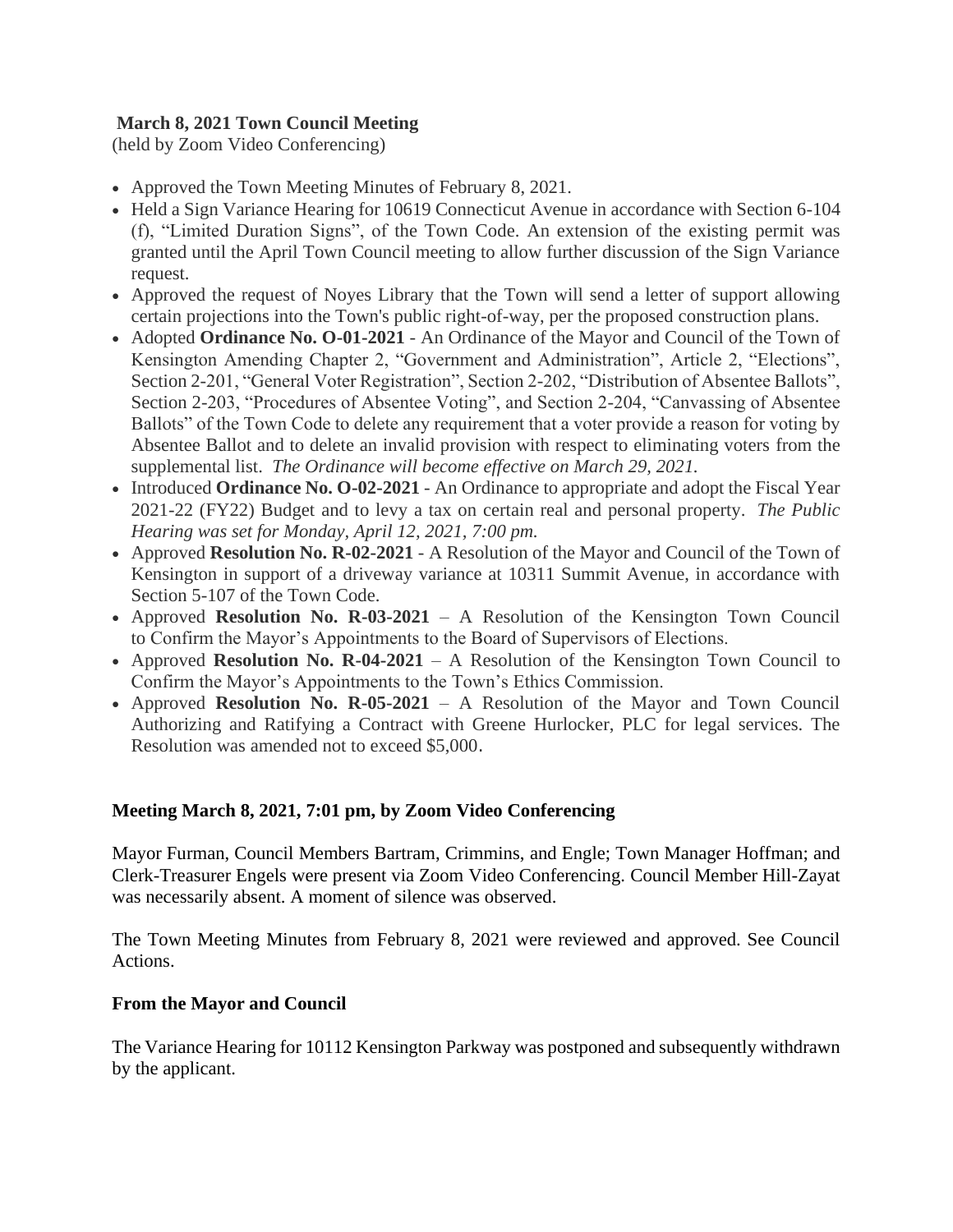**March 8, 2021 Town Council Meeting**

(held by Zoom Video Conferencing)

- Approved the Town Meeting Minutes of February 8, 2021.
- Held a Sign Variance Hearing for 10619 Connecticut Avenue in accordance with Section 6-104 (f), "Limited Duration Signs", of the Town Code. An extension of the existing permit was granted until the April Town Council meeting to allow further discussion of the Sign Variance request.
- Approved the request of Noyes Library that the Town will send a letter of support allowing certain projections into the Town's public right-of-way, per the proposed construction plans.
- Adopted **Ordinance No. O-01-2021** - An Ordinance of the Mayor and Council of the Town of Kensington Amending Chapter 2, "Government and Administration", Article 2, "Elections", Section 2-201, "General Voter Registration", Section 2-202, "Distribution of Absentee Ballots", Section 2-203, "Procedures of Absentee Voting", and Section 2-204, "Canvassing of Absentee Ballots" of the Town Code to delete any requirement that a voter provide a reason for voting by Absentee Ballot and to delete an invalid provision with respect to eliminating voters from the supplemental list. *The Ordinance will become effective on March 29, 2021.*
- Introduced **Ordinance No. O-02-2021** - An Ordinance to appropriate and adopt the Fiscal Year 2021-22 (FY22) Budget and to levy a tax on certain real and personal property. *The Public Hearing was set for Monday, April 12, 2021, 7:00 pm.*
- Approved **Resolution No. R-02-2021** - A Resolution of the Mayor and Council of the Town of Kensington in support of a driveway variance at 10311 Summit Avenue, in accordance with Section 5-107 of the Town Code.
- Approved **Resolution No. R-03-2021** – A Resolution of the Kensington Town Council to Confirm the Mayor's Appointments to the Board of Supervisors of Elections.
- Approved **Resolution No. R-04-2021** – A Resolution of the Kensington Town Council to Confirm the Mayor's Appointments to the Town's Ethics Commission.
- Approved **Resolution No. R-05-2021** – A Resolution of the Mayor and Town Council Authorizing and Ratifying a Contract with Greene Hurlocker, PLC for legal services. The Resolution was amended not to exceed $5,000.

**Meeting March 8, 2021, 7:01 pm, by Zoom Video Conferencing**

Mayor Furman, Council Members Bartram, Crimmins, and Engle; Town Manager Hoffman; and Clerk-Treasurer Engels were present via Zoom Video Conferencing. Council Member Hill-Zayat was necessarily absent. A moment of silence was observed.

The Town Meeting Minutes from February 8, 2021 were reviewed and approved. See Council Actions.

**From the Mayor and Council**

The Variance Hearing for 10112 Kensington Parkway was postponed and subsequently withdrawn by the applicant.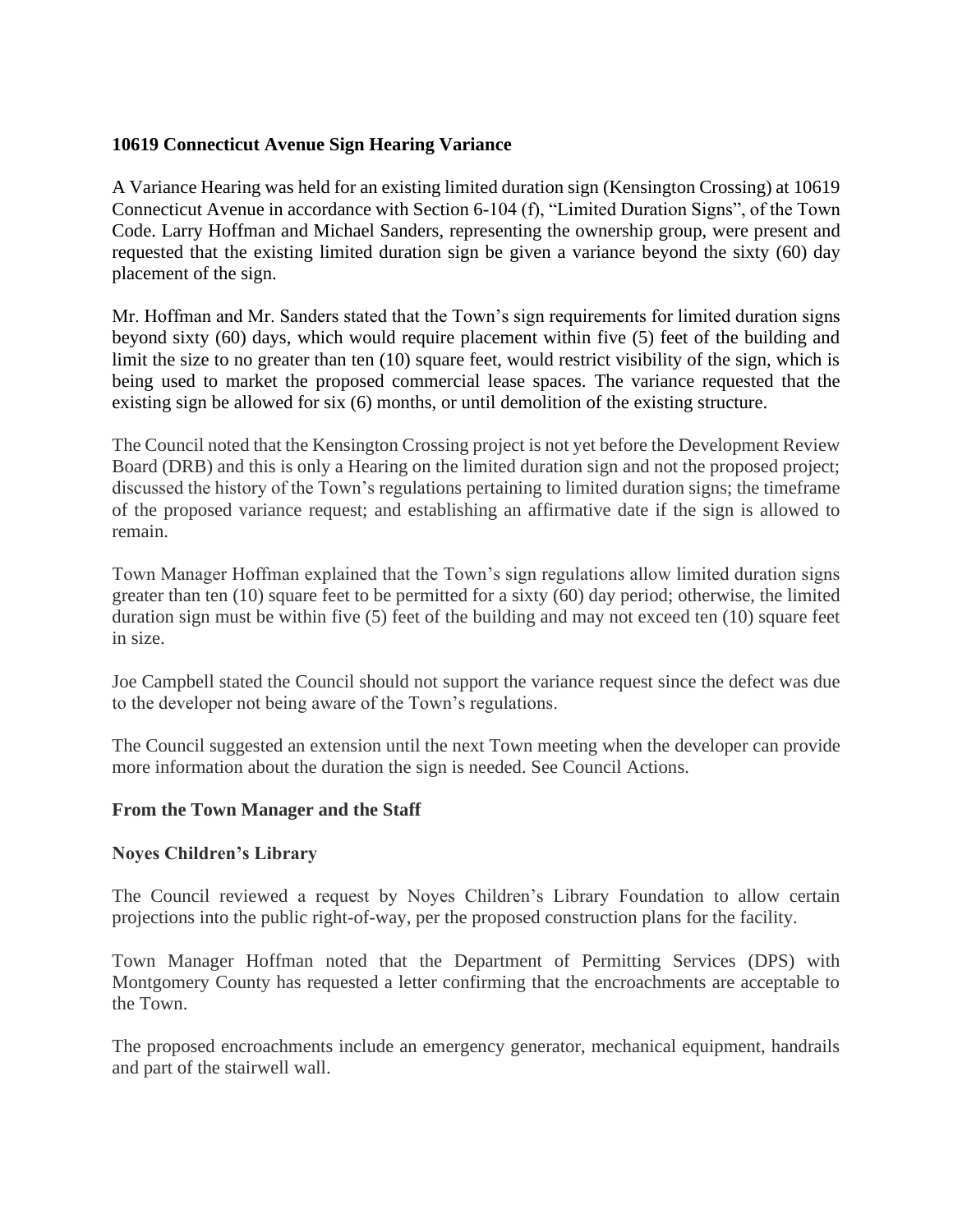**10619 Connecticut Avenue Sign Hearing Variance**

A Variance Hearing was held for an existing limited duration sign (Kensington Crossing) at 10619 Connecticut Avenue in accordance with Section 6-104 (f), "Limited Duration Signs", of the Town Code. Larry Hoffman and Michael Sanders, representing the ownership group, were present and requested that the existing limited duration sign be given a variance beyond the sixty (60) day placement of the sign.

Mr. Hoffman and Mr. Sanders stated that the Town's sign requirements for limited duration signs beyond sixty (60) days, which would require placement within five (5) feet of the building and limit the size to no greater than ten (10) square feet, would restrict visibility of the sign, which is being used to market the proposed commercial lease spaces. The variance requested that the existing sign be allowed for six (6) months, or until demolition of the existing structure.

The Council noted that the Kensington Crossing project is not yet before the Development Review Board (DRB) and this is only a Hearing on the limited duration sign and not the proposed project; discussed the history of the Town's regulations pertaining to limited duration signs; the timeframe of the proposed variance request; and establishing an affirmative date if the sign is allowed to remain.

Town Manager Hoffman explained that the Town's sign regulations allow limited duration signs greater than ten (10) square feet to be permitted for a sixty (60) day period; otherwise, the limited duration sign must be within five (5) feet of the building and may not exceed ten (10) square feet in size.

Joe Campbell stated the Council should not support the variance request since the defect was due to the developer not being aware of the Town's regulations.

The Council suggested an extension until the next Town meeting when the developer can provide more information about the duration the sign is needed. See Council Actions.

**From the Town Manager and the Staff**

**Noyes Children's Library**

The Council reviewed a request by Noyes Children's Library Foundation to allow certain projections into the public right-of-way, per the proposed construction plans for the facility.

Town Manager Hoffman noted that the Department of Permitting Services (DPS) with Montgomery County has requested a letter confirming that the encroachments are acceptable to the Town.

The proposed encroachments include an emergency generator, mechanical equipment, handrails and part of the stairwell wall.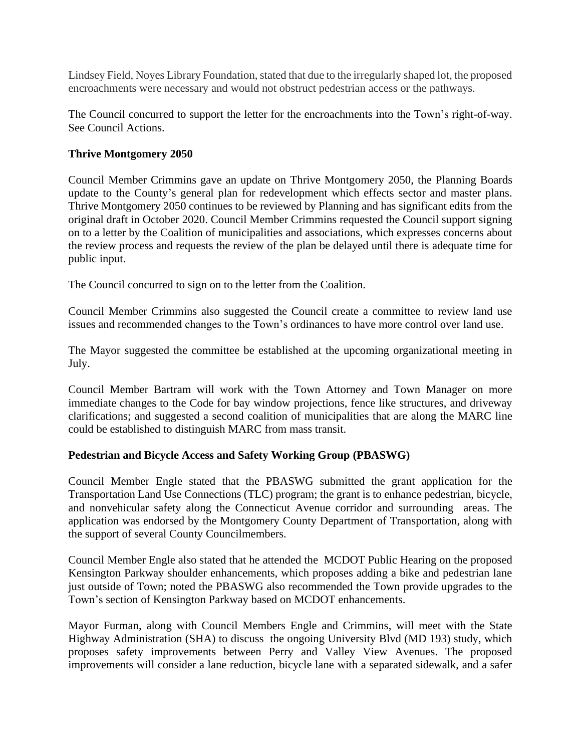Lindsey Field, Noyes Library Foundation, stated that due to the irregularly shaped lot, the proposed encroachments were necessary and would not obstruct pedestrian access or the pathways.

The Council concurred to support the letter for the encroachments into the Town's right-of-way. See Council Actions.

**Thrive Montgomery 2050**

Council Member Crimmins gave an update on Thrive Montgomery 2050, the Planning Boards update to the County's general plan for redevelopment which effects sector and master plans. Thrive Montgomery 2050 continues to be reviewed by Planning and has significant edits from the original draft in October 2020. Council Member Crimmins requested the Council support signing on to a letter by the Coalition of municipalities and associations, which expresses concerns about the review process and requests the review of the plan be delayed until there is adequate time for public input.

The Council concurred to sign on to the letter from the Coalition.

Council Member Crimmins also suggested the Council create a committee to review land use issues and recommended changes to the Town's ordinances to have more control over land use.

The Mayor suggested the committee be established at the upcoming organizational meeting in July.

Council Member Bartram will work with the Town Attorney and Town Manager on more immediate changes to the Code for bay window projections, fence like structures, and driveway clarifications; and suggested a second coalition of municipalities that are along the MARC line could be established to distinguish MARC from mass transit.

**Pedestrian and Bicycle Access and Safety Working Group (PBASWG)**

Council Member Engle stated that the PBASWG submitted the grant application for the Transportation Land Use Connections (TLC) program; the grant is to enhance pedestrian, bicycle, and nonvehicular safety along the Connecticut Avenue corridor and surrounding areas. The application was endorsed by the Montgomery County Department of Transportation, along with the support of several County Councilmembers.

Council Member Engle also stated that he attended the MCDOT Public Hearing on the proposed Kensington Parkway shoulder enhancements, which proposes adding a bike and pedestrian lane just outside of Town; noted the PBASWG also recommended the Town provide upgrades to the Town's section of Kensington Parkway based on MCDOT enhancements.

Mayor Furman, along with Council Members Engle and Crimmins, will meet with the State Highway Administration (SHA) to discuss the ongoing University Blvd (MD 193) study, which proposes safety improvements between Perry and Valley View Avenues. The proposed improvements will consider a lane reduction, bicycle lane with a separated sidewalk, and a safer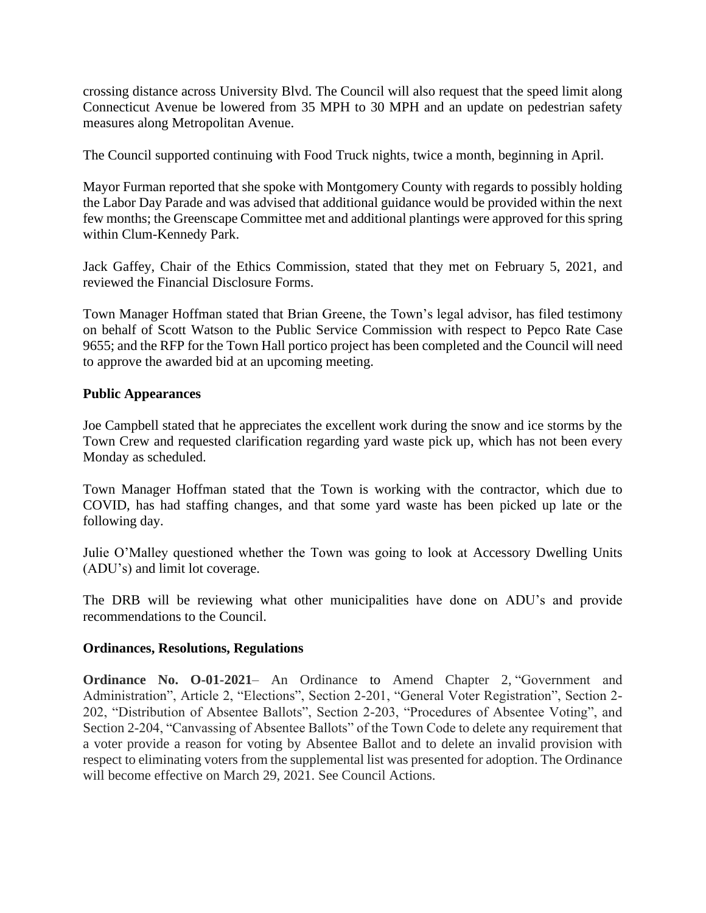crossing distance across University Blvd. The Council will also request that the speed limit along Connecticut Avenue be lowered from 35 MPH to 30 MPH and an update on pedestrian safety measures along Metropolitan Avenue.

The Council supported continuing with Food Truck nights, twice a month, beginning in April.

Mayor Furman reported that she spoke with Montgomery County with regards to possibly holding the Labor Day Parade and was advised that additional guidance would be provided within the next few months; the Greenscape Committee met and additional plantings were approved for this spring within Clum-Kennedy Park.

Jack Gaffey, Chair of the Ethics Commission, stated that they met on February 5, 2021, and reviewed the Financial Disclosure Forms.

Town Manager Hoffman stated that Brian Greene, the Town's legal advisor, has filed testimony on behalf of Scott Watson to the Public Service Commission with respect to Pepco Rate Case 9655; and the RFP for the Town Hall portico project has been completed and the Council will need to approve the awarded bid at an upcoming meeting.

**Public Appearances**

Joe Campbell stated that he appreciates the excellent work during the snow and ice storms by the Town Crew and requested clarification regarding yard waste pick up, which has not been every Monday as scheduled.

Town Manager Hoffman stated that the Town is working with the contractor, which due to COVID, has had staffing changes, and that some yard waste has been picked up late or the following day.

Julie O'Malley questioned whether the Town was going to look at Accessory Dwelling Units (ADU's) and limit lot coverage.

The DRB will be reviewing what other municipalities have done on ADU's and provide recommendations to the Council.

**Ordinances, Resolutions, Regulations**

**Ordinance No. O-01-2021**– An Ordinance to Amend Chapter 2, "Government and Administration", Article 2, "Elections", Section 2-201, "General Voter Registration", Section 2-202, "Distribution of Absentee Ballots", Section 2-203, "Procedures of Absentee Voting", and Section 2-204, "Canvassing of Absentee Ballots" of the Town Code to delete any requirement that a voter provide a reason for voting by Absentee Ballot and to delete an invalid provision with respect to eliminating voters from the supplemental list was presented for adoption. The Ordinance will become effective on March 29, 2021. See Council Actions.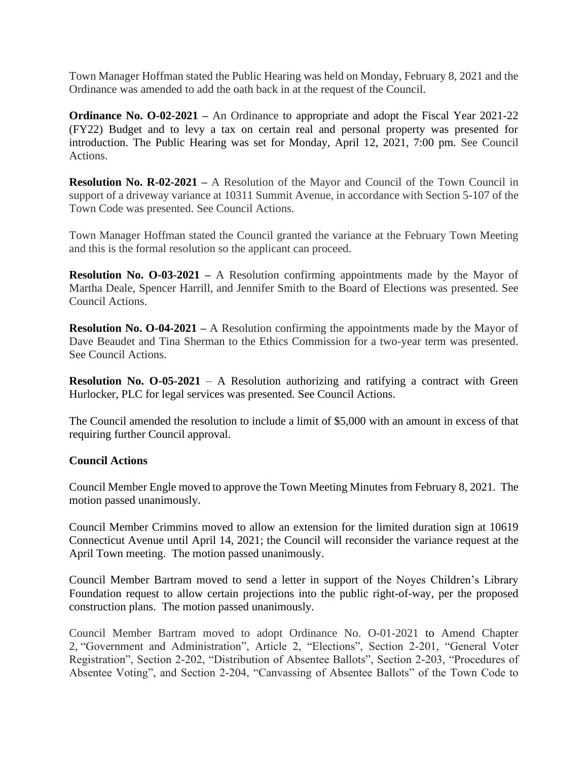Town Manager Hoffman stated the Public Hearing was held on Monday, February 8, 2021 and the Ordinance was amended to add the oath back in at the request of the Council.

**Ordinance No. O-02-2021 –** An Ordinance to appropriate and adopt the Fiscal Year 2021-22 (FY22) Budget and to levy a tax on certain real and personal property was presented for introduction. The Public Hearing was set for Monday, April 12, 2021, 7:00 pm. See Council Actions.

**Resolution No. R-02-2021 –** A Resolution of the Mayor and Council of the Town Council in support of a driveway variance at 10311 Summit Avenue, in accordance with Section 5-107 of the Town Code was presented. See Council Actions.

Town Manager Hoffman stated the Council granted the variance at the February Town Meeting and this is the formal resolution so the applicant can proceed.

**Resolution No. O-03-2021 –** A Resolution confirming appointments made by the Mayor of Martha Deale, Spencer Harrill, and Jennifer Smith to the Board of Elections was presented. See Council Actions.

**Resolution No. O-04-2021 –** A Resolution confirming the appointments made by the Mayor of Dave Beaudet and Tina Sherman to the Ethics Commission for a two-year term was presented. See Council Actions.

**Resolution No. O-05-2021** – A Resolution authorizing and ratifying a contract with Green Hurlocker, PLC for legal services was presented. See Council Actions.

The Council amended the resolution to include a limit of $5,000 with an amount in excess of that requiring further Council approval.

**Council Actions**

Council Member Engle moved to approve the Town Meeting Minutes from February 8, 2021. The motion passed unanimously.

Council Member Crimmins moved to allow an extension for the limited duration sign at 10619 Connecticut Avenue until April 14, 2021; the Council will reconsider the variance request at the April Town meeting. The motion passed unanimously.

Council Member Bartram moved to send a letter in support of the Noyes Children's Library Foundation request to allow certain projections into the public right-of-way, per the proposed construction plans. The motion passed unanimously.

Council Member Bartram moved to adopt Ordinance No. O-01-2021 to Amend Chapter 2, "Government and Administration", Article 2, "Elections", Section 2-201, "General Voter Registration", Section 2-202, "Distribution of Absentee Ballots", Section 2-203, "Procedures of Absentee Voting", and Section 2-204, "Canvassing of Absentee Ballots" of the Town Code to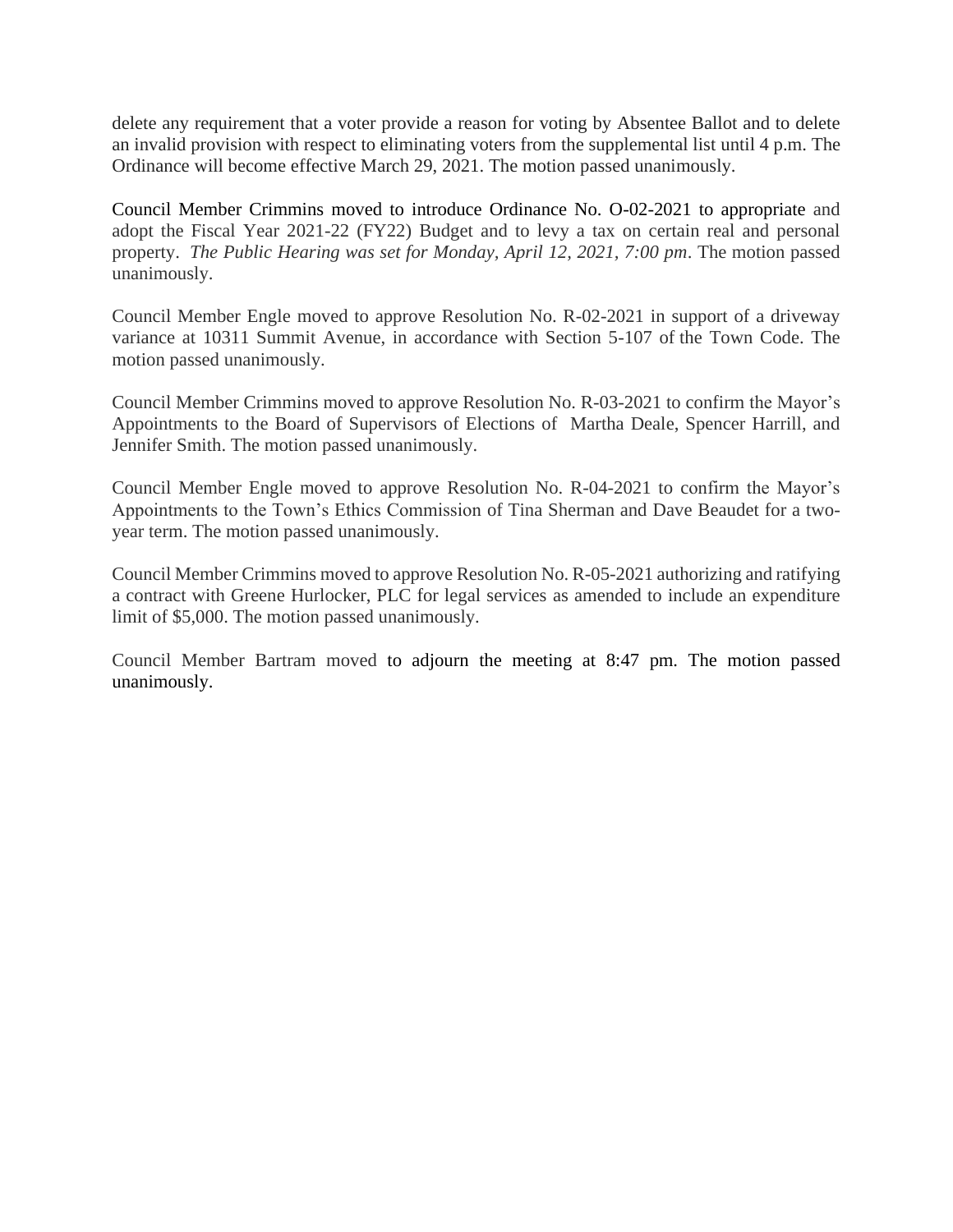delete any requirement that a voter provide a reason for voting by Absentee Ballot and to delete an invalid provision with respect to eliminating voters from the supplemental list until 4 p.m. The Ordinance will become effective March 29, 2021. The motion passed unanimously.

Council Member Crimmins moved to introduce Ordinance No. O-02-2021 to appropriate and adopt the Fiscal Year 2021-22 (FY22) Budget and to levy a tax on certain real and personal property. *The Public Hearing was set for Monday, April 12, 2021, 7:00 pm*. The motion passed unanimously.

Council Member Engle moved to approve Resolution No. R-02-2021 in support of a driveway variance at 10311 Summit Avenue, in accordance with Section 5-107 of the Town Code. The motion passed unanimously.

Council Member Crimmins moved to approve Resolution No. R-03-2021 to confirm the Mayor's Appointments to the Board of Supervisors of Elections of Martha Deale, Spencer Harrill, and Jennifer Smith. The motion passed unanimously.

Council Member Engle moved to approve Resolution No. R-04-2021 to confirm the Mayor's Appointments to the Town's Ethics Commission of Tina Sherman and Dave Beaudet for a two-year term. The motion passed unanimously.

Council Member Crimmins moved to approve Resolution No. R-05-2021 authorizing and ratifying a contract with Greene Hurlocker, PLC for legal services as amended to include an expenditure limit of $5,000. The motion passed unanimously.

Council Member Bartram moved to adjourn the meeting at 8:47 pm. The motion passed unanimously.